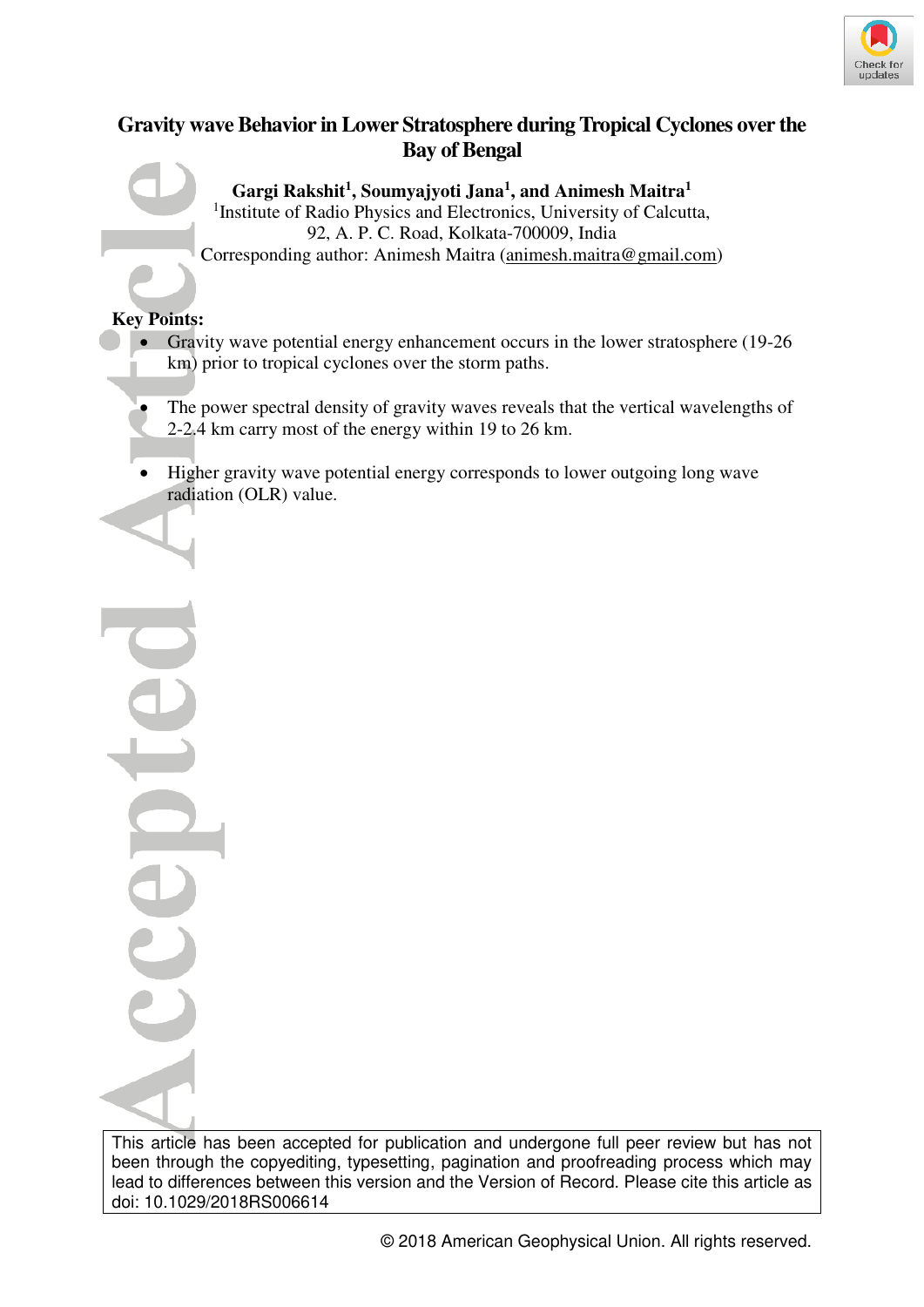# Gravity wave Behavior in Lower Stratosphere during Tropical Cyclones over the Bay of Bengal

**Gargi Rakshit[1], Soumyajyoti Jana[1], and Animesh Maitra[1]**

[1]Institute of Radio Physics and Electronics, University of Calcutta, 92, A. P. C. Road, Kolkata-700009, India

Corresponding author: Animesh Maitra (animesh.maitra@gmail.com)

**Key Points:**

- Gravity wave potential energy enhancement occurs in the lower stratosphere (19-26 km) prior to tropical cyclones over the storm paths.
- The power spectral density of gravity waves reveals that the vertical wavelengths of 2-2.4 km carry most of the energy within 19 to 26 km.
- Higher gravity wave potential energy corresponds to lower outgoing long wave radiation (OLR) value.

This article has been accepted for publication and undergone full peer review but has not been through the copyediting, typesetting, pagination and proofreading process which may lead to differences between this version and the Version of Record. Please cite this article as doi: 10.1029/2018RS006614

© 2018 American Geophysical Union. All rights reserved.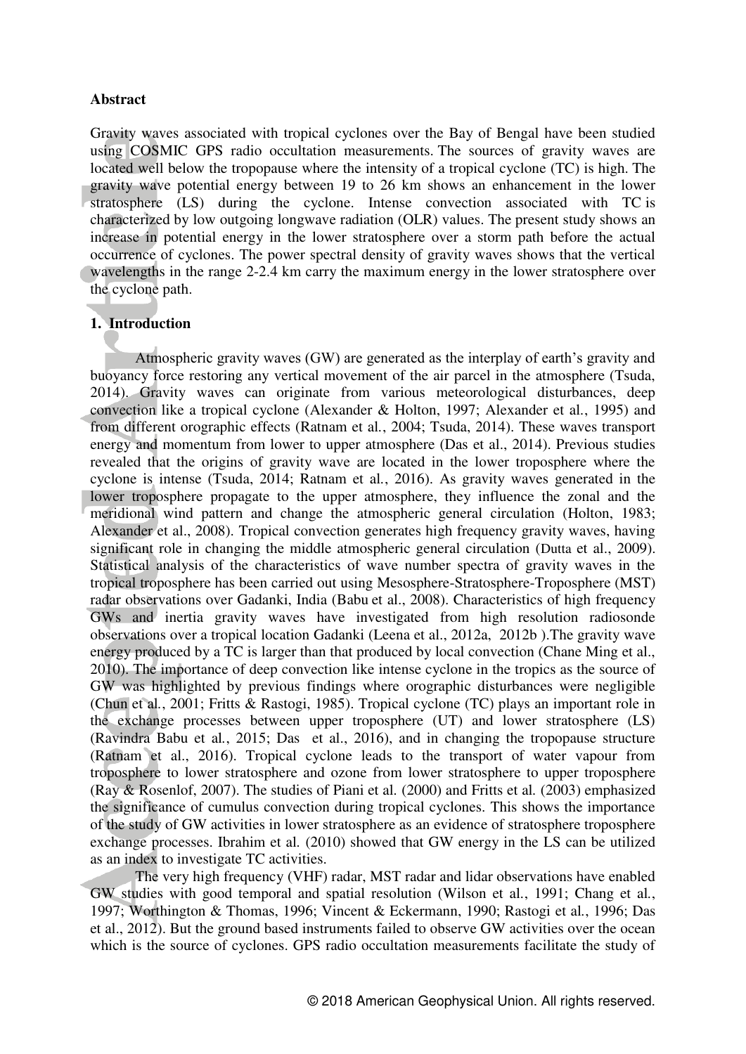**Abstract**

Gravity waves associated with tropical cyclones over the Bay of Bengal have been studied using COSMIC GPS radio occultation measurements. The sources of gravity waves are located well below the tropopause where the intensity of a tropical cyclone (TC) is high. The gravity wave potential energy between 19 to 26 km shows an enhancement in the lower stratosphere (LS) during the cyclone. Intense convection associated with TC is characterized by low outgoing longwave radiation (OLR) values. The present study shows an increase in potential energy in the lower stratosphere over a storm path before the actual occurrence of cyclones. The power spectral density of gravity waves shows that the vertical wavelengths in the range 2-2.4 km carry the maximum energy in the lower stratosphere over the cyclone path.

## 1. Introduction

Atmospheric gravity waves (GW) are generated as the interplay of earth's gravity and buoyancy force restoring any vertical movement of the air parcel in the atmosphere (Tsuda, 2014). Gravity waves can originate from various meteorological disturbances, deep convection like a tropical cyclone (Alexander & Holton, 1997; Alexander et al., 1995) and from different orographic effects (Ratnam et al., 2004; Tsuda, 2014). These waves transport energy and momentum from lower to upper atmosphere (Das et al., 2014). Previous studies revealed that the origins of gravity wave are located in the lower troposphere where the cyclone is intense (Tsuda, 2014; Ratnam et al., 2016). As gravity waves generated in the lower troposphere propagate to the upper atmosphere, they influence the zonal and the meridional wind pattern and change the atmospheric general circulation (Holton, 1983; Alexander et al., 2008). Tropical convection generates high frequency gravity waves, having significant role in changing the middle atmospheric general circulation (Dutta et al., 2009). Statistical analysis of the characteristics of wave number spectra of gravity waves in the tropical troposphere has been carried out using Mesosphere-Stratosphere-Troposphere (MST) radar observations over Gadanki, India (Babu et al., 2008). Characteristics of high frequency GWs and inertia gravity waves have investigated from high resolution radiosonde observations over a tropical location Gadanki (Leena et al., 2012a, 2012b ).The gravity wave energy produced by a TC is larger than that produced by local convection (Chane Ming et al., 2010). The importance of deep convection like intense cyclone in the tropics as the source of GW was highlighted by previous findings where orographic disturbances were negligible (Chun et al., 2001; Fritts & Rastogi, 1985). Tropical cyclone (TC) plays an important role in the exchange processes between upper troposphere (UT) and lower stratosphere (LS) (Ravindra Babu et al., 2015; Das et al., 2016), and in changing the tropopause structure (Ratnam et al., 2016). Tropical cyclone leads to the transport of water vapour from troposphere to lower stratosphere and ozone from lower stratosphere to upper troposphere (Ray & Rosenlof, 2007). The studies of Piani et al. (2000) and Fritts et al. (2003) emphasized the significance of cumulus convection during tropical cyclones. This shows the importance of the study of GW activities in lower stratosphere as an evidence of stratosphere troposphere exchange processes. Ibrahim et al. (2010) showed that GW energy in the LS can be utilized as an index to investigate TC activities.

The very high frequency (VHF) radar, MST radar and lidar observations have enabled GW studies with good temporal and spatial resolution (Wilson et al., 1991; Chang et al., 1997; Worthington & Thomas, 1996; Vincent & Eckermann, 1990; Rastogi et al., 1996; Das et al., 2012). But the ground based instruments failed to observe GW activities over the ocean which is the source of cyclones. GPS radio occultation measurements facilitate the study of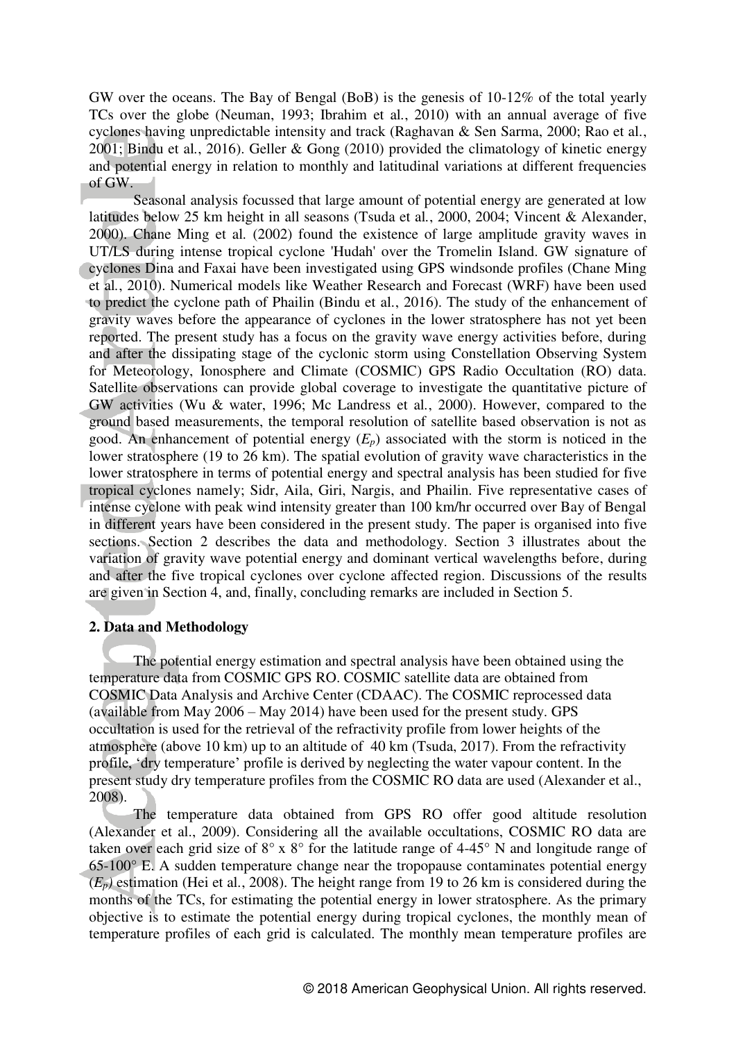GW over the oceans. The Bay of Bengal (BoB) is the genesis of 10-12% of the total yearly TCs over the globe (Neuman, 1993; Ibrahim et al., 2010) with an annual average of five cyclones having unpredictable intensity and track (Raghavan & Sen Sarma, 2000; Rao et al., 2001; Bindu et al., 2016). Geller & Gong (2010) provided the climatology of kinetic energy and potential energy in relation to monthly and latitudinal variations at different frequencies of GW.

Seasonal analysis focussed that large amount of potential energy are generated at low latitudes below 25 km height in all seasons (Tsuda et al., 2000, 2004; Vincent & Alexander, 2000). Chane Ming et al. (2002) found the existence of large amplitude gravity waves in UT/LS during intense tropical cyclone 'Hudah' over the Tromelin Island. GW signature of cyclones Dina and Faxai have been investigated using GPS windsonde profiles (Chane Ming et al., 2010). Numerical models like Weather Research and Forecast (WRF) have been used to predict the cyclone path of Phailin (Bindu et al., 2016). The study of the enhancement of gravity waves before the appearance of cyclones in the lower stratosphere has not yet been reported. The present study has a focus on the gravity wave energy activities before, during and after the dissipating stage of the cyclonic storm using Constellation Observing System for Meteorology, Ionosphere and Climate (COSMIC) GPS Radio Occultation (RO) data. Satellite observations can provide global coverage to investigate the quantitative picture of GW activities (Wu & water, 1996; Mc Landress et al., 2000). However, compared to the ground based measurements, the temporal resolution of satellite based observation is not as good. An enhancement of potential energy ($E_p$) associated with the storm is noticed in the lower stratosphere (19 to 26 km). The spatial evolution of gravity wave characteristics in the lower stratosphere in terms of potential energy and spectral analysis has been studied for five tropical cyclones namely; Sidr, Aila, Giri, Nargis, and Phailin. Five representative cases of intense cyclone with peak wind intensity greater than 100 km/hr occurred over Bay of Bengal in different years have been considered in the present study. The paper is organised into five sections. Section 2 describes the data and methodology. Section 3 illustrates about the variation of gravity wave potential energy and dominant vertical wavelengths before, during and after the five tropical cyclones over cyclone affected region. Discussions of the results are given in Section 4, and, finally, concluding remarks are included in Section 5.

## 2. Data and Methodology

The potential energy estimation and spectral analysis have been obtained using the temperature data from COSMIC GPS RO. COSMIC satellite data are obtained from COSMIC Data Analysis and Archive Center (CDAAC). The COSMIC reprocessed data (available from May 2006 – May 2014) have been used for the present study. GPS occultation is used for the retrieval of the refractivity profile from lower heights of the atmosphere (above 10 km) up to an altitude of 40 km (Tsuda, 2017). From the refractivity profile, 'dry temperature' profile is derived by neglecting the water vapour content. In the present study dry temperature profiles from the COSMIC RO data are used (Alexander et al., 2008).

The temperature data obtained from GPS RO offer good altitude resolution (Alexander et al., 2009). Considering all the available occultations, COSMIC RO data are taken over each grid size of 8° x 8° for the latitude range of 4-45° N and longitude range of 65-100° E. A sudden temperature change near the tropopause contaminates potential energy ($E_p$) estimation (Hei et al., 2008). The height range from 19 to 26 km is considered during the months of the TCs, for estimating the potential energy in lower stratosphere. As the primary objective is to estimate the potential energy during tropical cyclones, the monthly mean of temperature profiles of each grid is calculated. The monthly mean temperature profiles are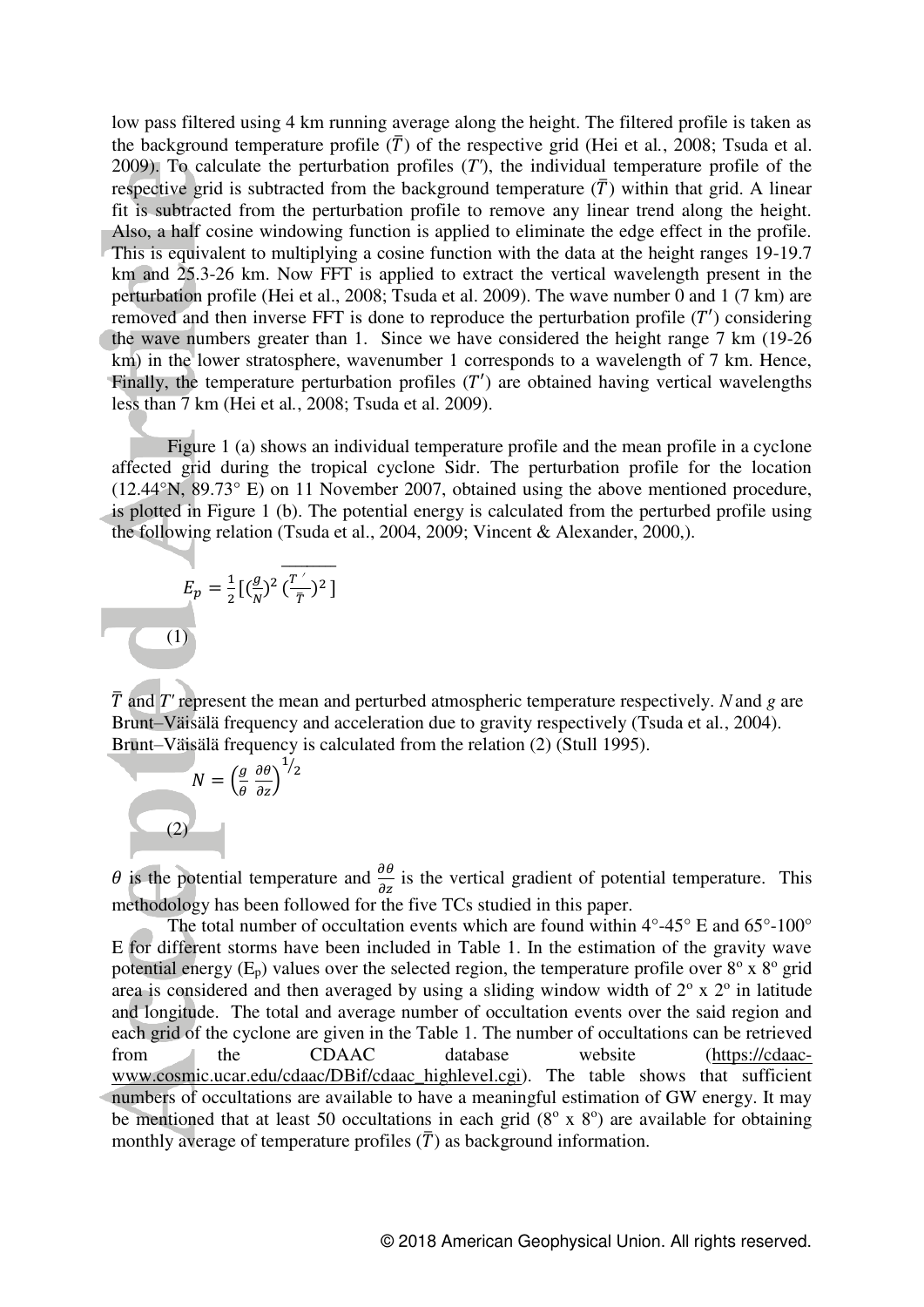low pass filtered using 4 km running average along the height. The filtered profile is taken as the background temperature profile ($\bar{T}$) of the respective grid (Hei et al., 2008; Tsuda et al. 2009). To calculate the perturbation profiles ($T'$), the individual temperature profile of the respective grid is subtracted from the background temperature ($\bar{T}$) within that grid. A linear fit is subtracted from the perturbation profile to remove any linear trend along the height. Also, a half cosine windowing function is applied to eliminate the edge effect in the profile. This is equivalent to multiplying a cosine function with the data at the height ranges 19-19.7 km and 25.3-26 km. Now FFT is applied to extract the vertical wavelength present in the perturbation profile (Hei et al., 2008; Tsuda et al. 2009). The wave number 0 and 1 (7 km) are removed and then inverse FFT is done to reproduce the perturbation profile ($T'$) considering the wave numbers greater than 1. Since we have considered the height range 7 km (19-26 km) in the lower stratosphere, wavenumber 1 corresponds to a wavelength of 7 km. Hence, Finally, the temperature perturbation profiles ($T'$) are obtained having vertical wavelengths less than 7 km (Hei et al., 2008; Tsuda et al. 2009).

Figure 1 (a) shows an individual temperature profile and the mean profile in a cyclone affected grid during the tropical cyclone Sidr. The perturbation profile for the location (12.44°N, 89.73° E) on 11 November 2007, obtained using the above mentioned procedure, is plotted in Figure 1 (b). The potential energy is calculated from the perturbed profile using the following relation (Tsuda et al., 2004, 2009; Vincent & Alexander, 2000,).

$$E_p = \frac{1}{2}\left[\left(\frac{g}{N}\right)^2 \overline{\left(\frac{T'}{\bar{T}}\right)^2}\right] \tag{1}$$

$\bar{T}$ and $T'$ represent the mean and perturbed atmospheric temperature respectively. $N$ and $g$ are Brunt–Väisälä frequency and acceleration due to gravity respectively (Tsuda et al., 2004). Brunt–Väisälä frequency is calculated from the relation (2) (Stull 1995).

$$N = \left(\frac{g}{\theta}\frac{\partial \theta}{\partial z}\right)^{1/2} \tag{2}$$

$\theta$ is the potential temperature and $\frac{\partial \theta}{\partial z}$ is the vertical gradient of potential temperature. This methodology has been followed for the five TCs studied in this paper.

The total number of occultation events which are found within 4°-45° E and 65°-100° E for different storms have been included in Table 1. In the estimation of the gravity wave potential energy ($E_p$) values over the selected region, the temperature profile over 8° x 8° grid area is considered and then averaged by using a sliding window width of 2° x 2° in latitude and longitude. The total and average number of occultation events over the said region and each grid of the cyclone are given in the Table 1. The number of occultations can be retrieved from the CDAAC database website (https://cdaac-www.cosmic.ucar.edu/cdaac/DBif/cdaac_highlevel.cgi). The table shows that sufficient numbers of occultations are available to have a meaningful estimation of GW energy. It may be mentioned that at least 50 occultations in each grid (8° x 8°) are available for obtaining monthly average of temperature profiles ($\bar{T}$) as background information.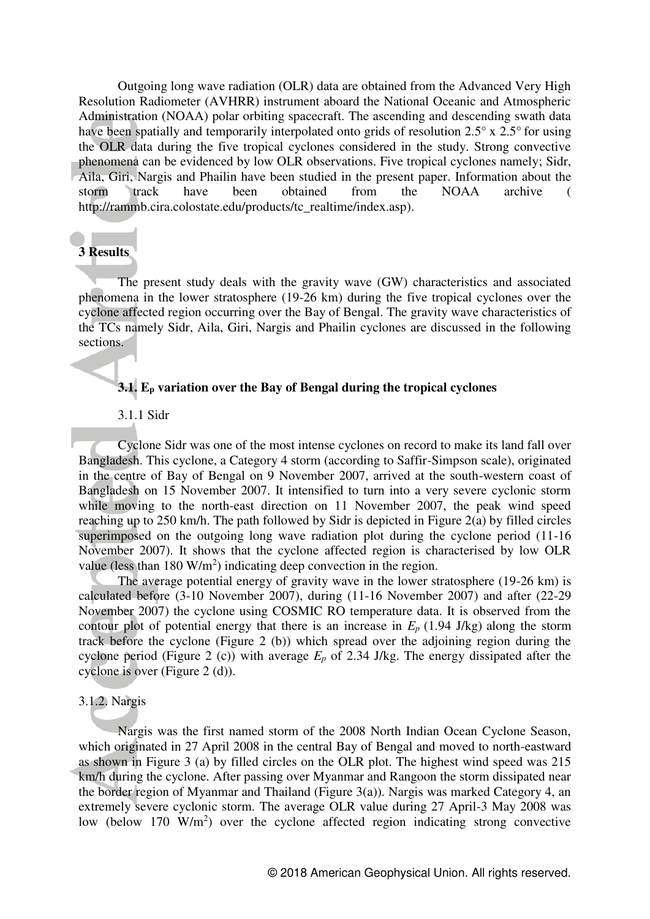Outgoing long wave radiation (OLR) data are obtained from the Advanced Very High Resolution Radiometer (AVHRR) instrument aboard the National Oceanic and Atmospheric Administration (NOAA) polar orbiting spacecraft. The ascending and descending swath data have been spatially and temporarily interpolated onto grids of resolution 2.5° x 2.5° for using the OLR data during the five tropical cyclones considered in the study. Strong convective phenomena can be evidenced by low OLR observations. Five tropical cyclones namely; Sidr, Aila, Giri, Nargis and Phailin have been studied in the present paper. Information about the storm track have been obtained from the NOAA archive ( http://rammb.cira.colostate.edu/products/tc_realtime/index.asp).

## 3 Results

The present study deals with the gravity wave (GW) characteristics and associated phenomena in the lower stratosphere (19-26 km) during the five tropical cyclones over the cyclone affected region occurring over the Bay of Bengal. The gravity wave characteristics of the TCs namely Sidr, Aila, Giri, Nargis and Phailin cyclones are discussed in the following sections.

### 3.1. $E_p$ variation over the Bay of Bengal during the tropical cyclones

#### 3.1.1 Sidr

Cyclone Sidr was one of the most intense cyclones on record to make its land fall over Bangladesh. This cyclone, a Category 4 storm (according to Saffir-Simpson scale), originated in the centre of Bay of Bengal on 9 November 2007, arrived at the south-western coast of Bangladesh on 15 November 2007. It intensified to turn into a very severe cyclonic storm while moving to the north-east direction on 11 November 2007, the peak wind speed reaching up to 250 km/h. The path followed by Sidr is depicted in Figure 2(a) by filled circles superimposed on the outgoing long wave radiation plot during the cyclone period (11-16 November 2007). It shows that the cyclone affected region is characterised by low OLR value (less than 180 W/m$^2$) indicating deep convection in the region.

The average potential energy of gravity wave in the lower stratosphere (19-26 km) is calculated before (3-10 November 2007), during (11-16 November 2007) and after (22-29 November 2007) the cyclone using COSMIC RO temperature data. It is observed from the contour plot of potential energy that there is an increase in $E_p$ (1.94 J/kg) along the storm track before the cyclone (Figure 2 (b)) which spread over the adjoining region during the cyclone period (Figure 2 (c)) with average $E_p$ of 2.34 J/kg. The energy dissipated after the cyclone is over (Figure 2 (d)).

#### 3.1.2. Nargis

Nargis was the first named storm of the 2008 North Indian Ocean Cyclone Season, which originated in 27 April 2008 in the central Bay of Bengal and moved to north-eastward as shown in Figure 3 (a) by filled circles on the OLR plot. The highest wind speed was 215 km/h during the cyclone. After passing over Myanmar and Rangoon the storm dissipated near the border region of Myanmar and Thailand (Figure 3(a)). Nargis was marked Category 4, an extremely severe cyclonic storm. The average OLR value during 27 April-3 May 2008 was low (below 170 W/m$^2$) over the cyclone affected region indicating strong convective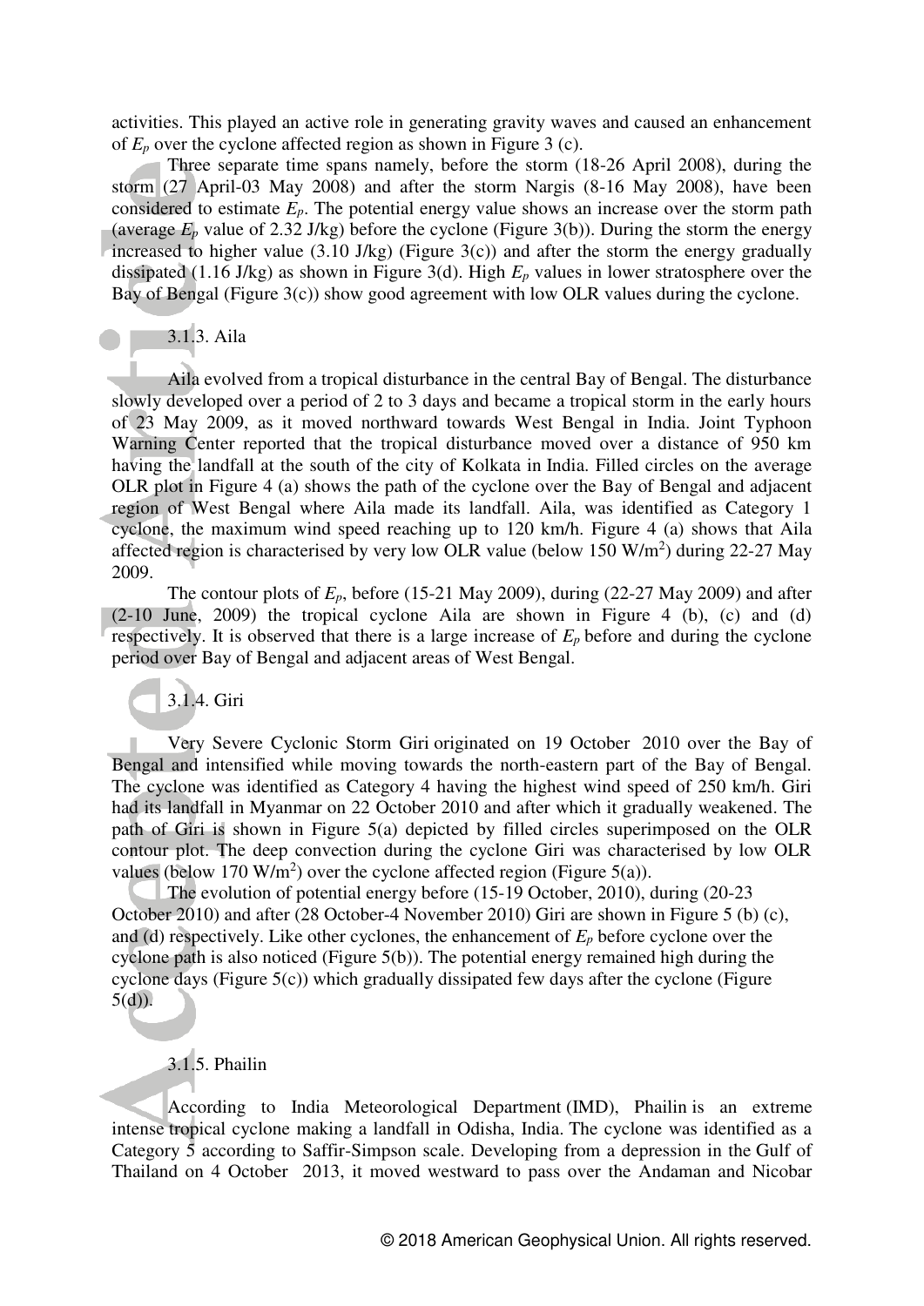activities. This played an active role in generating gravity waves and caused an enhancement of $E_p$ over the cyclone affected region as shown in Figure 3 (c).

Three separate time spans namely, before the storm (18-26 April 2008), during the storm (27 April-03 May 2008) and after the storm Nargis (8-16 May 2008), have been considered to estimate $E_p$. The potential energy value shows an increase over the storm path (average $E_p$ value of 2.32 J/kg) before the cyclone (Figure 3(b)). During the storm the energy increased to higher value (3.10 J/kg) (Figure 3(c)) and after the storm the energy gradually dissipated (1.16 J/kg) as shown in Figure 3(d). High $E_p$ values in lower stratosphere over the Bay of Bengal (Figure 3(c)) show good agreement with low OLR values during the cyclone.

#### 3.1.3. Aila

Aila evolved from a tropical disturbance in the central Bay of Bengal. The disturbance slowly developed over a period of 2 to 3 days and became a tropical storm in the early hours of 23 May 2009, as it moved northward towards West Bengal in India. Joint Typhoon Warning Center reported that the tropical disturbance moved over a distance of 950 km having the landfall at the south of the city of Kolkata in India. Filled circles on the average OLR plot in Figure 4 (a) shows the path of the cyclone over the Bay of Bengal and adjacent region of West Bengal where Aila made its landfall. Aila, was identified as Category 1 cyclone, the maximum wind speed reaching up to 120 km/h. Figure 4 (a) shows that Aila affected region is characterised by very low OLR value (below 150 W/m$^2$) during 22-27 May 2009.

The contour plots of $E_p$, before (15-21 May 2009), during (22-27 May 2009) and after (2-10 June, 2009) the tropical cyclone Aila are shown in Figure 4 (b), (c) and (d) respectively. It is observed that there is a large increase of $E_p$ before and during the cyclone period over Bay of Bengal and adjacent areas of West Bengal.

#### 3.1.4. Giri

Very Severe Cyclonic Storm Giri originated on 19 October 2010 over the Bay of Bengal and intensified while moving towards the north-eastern part of the Bay of Bengal. The cyclone was identified as Category 4 having the highest wind speed of 250 km/h. Giri had its landfall in Myanmar on 22 October 2010 and after which it gradually weakened. The path of Giri is shown in Figure 5(a) depicted by filled circles superimposed on the OLR contour plot. The deep convection during the cyclone Giri was characterised by low OLR values (below 170 W/m$^2$) over the cyclone affected region (Figure 5(a)).

The evolution of potential energy before (15-19 October, 2010), during (20-23 October 2010) and after (28 October-4 November 2010) Giri are shown in Figure 5 (b) (c), and (d) respectively. Like other cyclones, the enhancement of $E_p$ before cyclone over the cyclone path is also noticed (Figure 5(b)). The potential energy remained high during the cyclone days (Figure 5(c)) which gradually dissipated few days after the cyclone (Figure 5(d)).

#### 3.1.5. Phailin

According to India Meteorological Department (IMD), Phailin is an extreme intense tropical cyclone making a landfall in Odisha, India. The cyclone was identified as a Category 5 according to Saffir-Simpson scale. Developing from a depression in the Gulf of Thailand on 4 October 2013, it moved westward to pass over the Andaman and Nicobar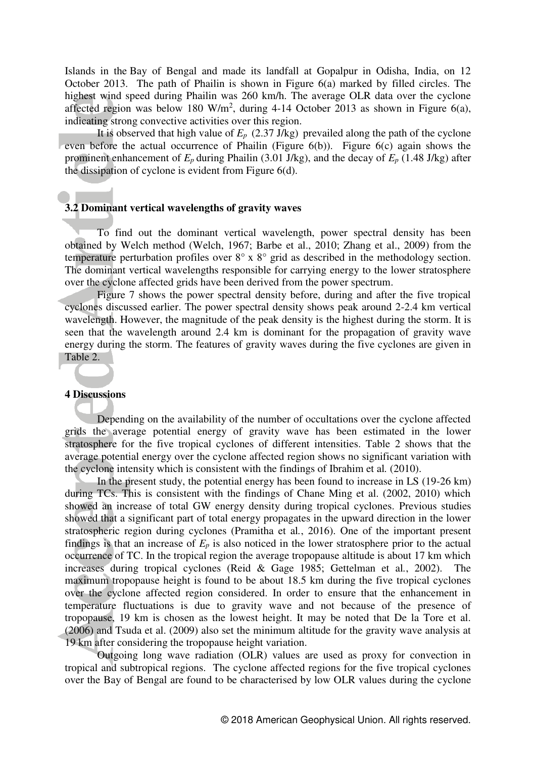Islands in the Bay of Bengal and made its landfall at Gopalpur in Odisha, India, on 12 October 2013. The path of Phailin is shown in Figure 6(a) marked by filled circles. The highest wind speed during Phailin was 260 km/h. The average OLR data over the cyclone affected region was below 180 W/m$^2$, during 4-14 October 2013 as shown in Figure 6(a), indicating strong convective activities over this region.

It is observed that high value of $E_p$ (2.37 J/kg) prevailed along the path of the cyclone even before the actual occurrence of Phailin (Figure 6(b)). Figure 6(c) again shows the prominent enhancement of $E_p$ during Phailin (3.01 J/kg), and the decay of $E_p$ (1.48 J/kg) after the dissipation of cyclone is evident from Figure 6(d).

### 3.2 Dominant vertical wavelengths of gravity waves

To find out the dominant vertical wavelength, power spectral density has been obtained by Welch method (Welch, 1967; Barbe et al., 2010; Zhang et al., 2009) from the temperature perturbation profiles over 8° x 8° grid as described in the methodology section. The dominant vertical wavelengths responsible for carrying energy to the lower stratosphere over the cyclone affected grids have been derived from the power spectrum.

Figure 7 shows the power spectral density before, during and after the five tropical cyclones discussed earlier. The power spectral density shows peak around 2-2.4 km vertical wavelength. However, the magnitude of the peak density is the highest during the storm. It is seen that the wavelength around 2.4 km is dominant for the propagation of gravity wave energy during the storm. The features of gravity waves during the five cyclones are given in Table 2.

## 4 Discussions

Depending on the availability of the number of occultations over the cyclone affected grids the average potential energy of gravity wave has been estimated in the lower stratosphere for the five tropical cyclones of different intensities. Table 2 shows that the average potential energy over the cyclone affected region shows no significant variation with the cyclone intensity which is consistent with the findings of Ibrahim et al. (2010).

In the present study, the potential energy has been found to increase in LS (19-26 km) during TCs. This is consistent with the findings of Chane Ming et al. (2002, 2010) which showed an increase of total GW energy density during tropical cyclones. Previous studies showed that a significant part of total energy propagates in the upward direction in the lower stratospheric region during cyclones (Pramitha et al., 2016). One of the important present findings is that an increase of $E_p$ is also noticed in the lower stratosphere prior to the actual occurrence of TC. In the tropical region the average tropopause altitude is about 17 km which increases during tropical cyclones (Reid & Gage 1985; Gettelman et al., 2002). The maximum tropopause height is found to be about 18.5 km during the five tropical cyclones over the cyclone affected region considered. In order to ensure that the enhancement in temperature fluctuations is due to gravity wave and not because of the presence of tropopause, 19 km is chosen as the lowest height. It may be noted that De la Tore et al. (2006) and Tsuda et al. (2009) also set the minimum altitude for the gravity wave analysis at 19 km after considering the tropopause height variation.

Outgoing long wave radiation (OLR) values are used as proxy for convection in tropical and subtropical regions. The cyclone affected regions for the five tropical cyclones over the Bay of Bengal are found to be characterised by low OLR values during the cyclone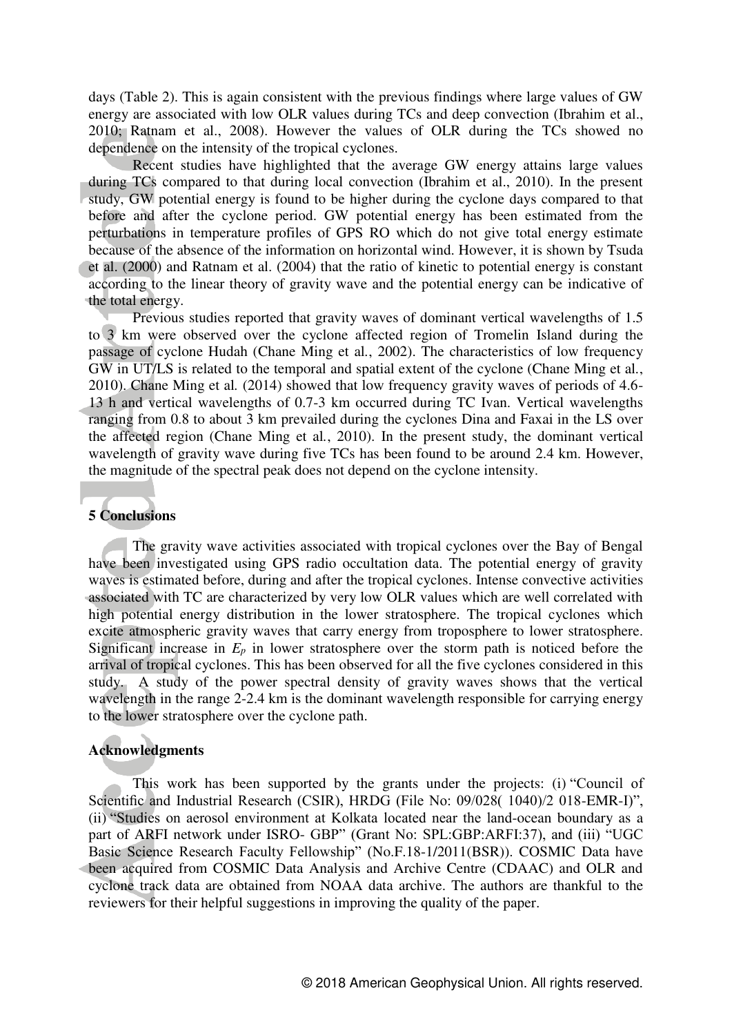days (Table 2). This is again consistent with the previous findings where large values of GW energy are associated with low OLR values during TCs and deep convection (Ibrahim et al., 2010; Ratnam et al., 2008). However the values of OLR during the TCs showed no dependence on the intensity of the tropical cyclones.

Recent studies have highlighted that the average GW energy attains large values during TCs compared to that during local convection (Ibrahim et al., 2010). In the present study, GW potential energy is found to be higher during the cyclone days compared to that before and after the cyclone period. GW potential energy has been estimated from the perturbations in temperature profiles of GPS RO which do not give total energy estimate because of the absence of the information on horizontal wind. However, it is shown by Tsuda et al. (2000) and Ratnam et al. (2004) that the ratio of kinetic to potential energy is constant according to the linear theory of gravity wave and the potential energy can be indicative of the total energy.

Previous studies reported that gravity waves of dominant vertical wavelengths of 1.5 to 3 km were observed over the cyclone affected region of Tromelin Island during the passage of cyclone Hudah (Chane Ming et al., 2002). The characteristics of low frequency GW in UT/LS is related to the temporal and spatial extent of the cyclone (Chane Ming et al., 2010). Chane Ming et al. (2014) showed that low frequency gravity waves of periods of 4.6-13 h and vertical wavelengths of 0.7-3 km occurred during TC Ivan. Vertical wavelengths ranging from 0.8 to about 3 km prevailed during the cyclones Dina and Faxai in the LS over the affected region (Chane Ming et al., 2010). In the present study, the dominant vertical wavelength of gravity wave during five TCs has been found to be around 2.4 km. However, the magnitude of the spectral peak does not depend on the cyclone intensity.

## 5 Conclusions

The gravity wave activities associated with tropical cyclones over the Bay of Bengal have been investigated using GPS radio occultation data. The potential energy of gravity waves is estimated before, during and after the tropical cyclones. Intense convective activities associated with TC are characterized by very low OLR values which are well correlated with high potential energy distribution in the lower stratosphere. The tropical cyclones which excite atmospheric gravity waves that carry energy from troposphere to lower stratosphere. Significant increase in $E_p$ in lower stratosphere over the storm path is noticed before the arrival of tropical cyclones. This has been observed for all the five cyclones considered in this study. A study of the power spectral density of gravity waves shows that the vertical wavelength in the range 2-2.4 km is the dominant wavelength responsible for carrying energy to the lower stratosphere over the cyclone path.

## Acknowledgments

This work has been supported by the grants under the projects: (i) "Council of Scientific and Industrial Research (CSIR), HRDG (File No: 09/028( 1040)/2 018-EMR-I)", (ii) "Studies on aerosol environment at Kolkata located near the land-ocean boundary as a part of ARFI network under ISRO- GBP" (Grant No: SPL:GBP:ARFI:37), and (iii) "UGC Basic Science Research Faculty Fellowship" (No.F.18-1/2011(BSR)). COSMIC Data have been acquired from COSMIC Data Analysis and Archive Centre (CDAAC) and OLR and cyclone track data are obtained from NOAA data archive. The authors are thankful to the reviewers for their helpful suggestions in improving the quality of the paper.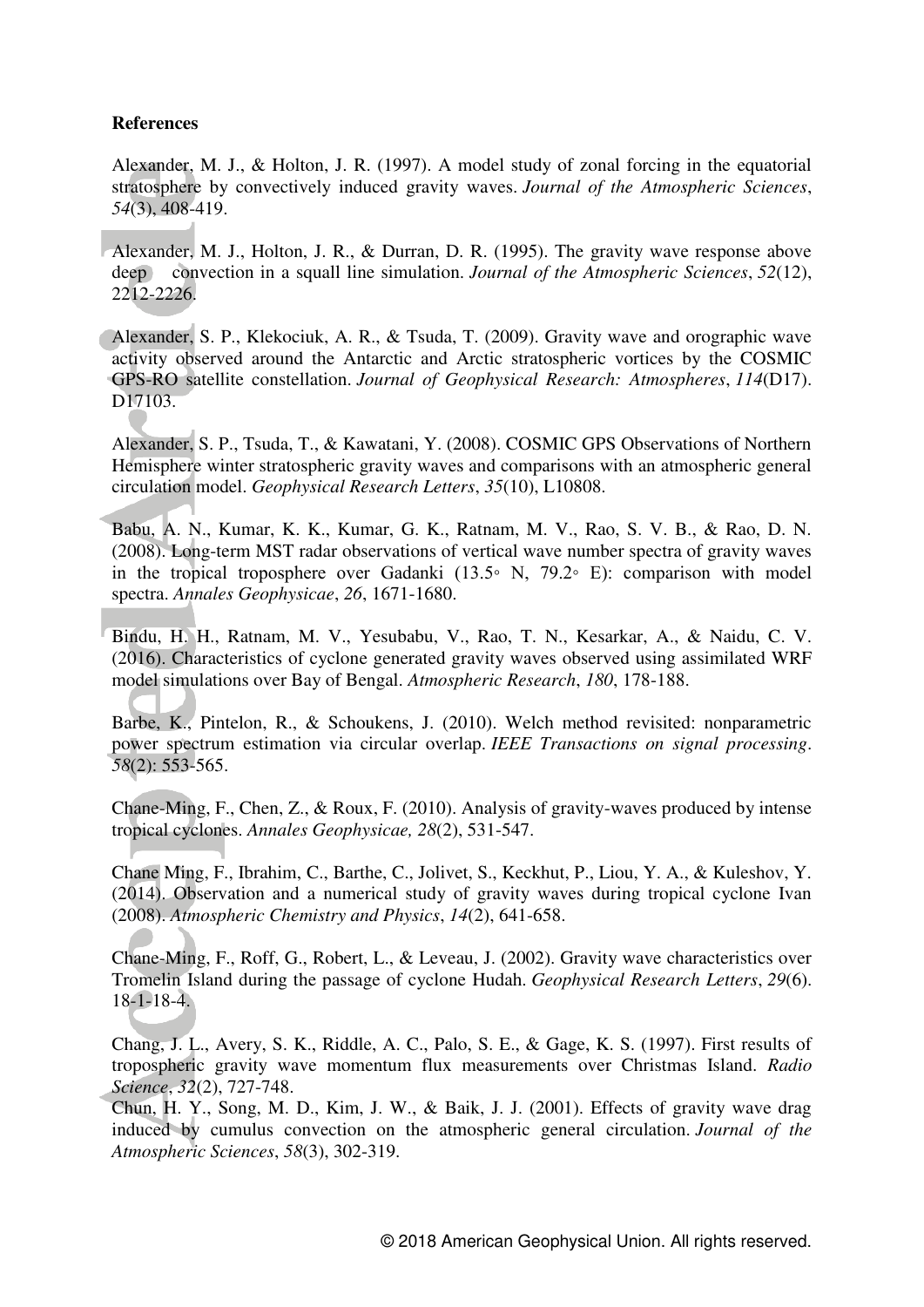**References**

Alexander, M. J., & Holton, J. R. (1997). A model study of zonal forcing in the equatorial stratosphere by convectively induced gravity waves. *Journal of the Atmospheric Sciences*, *54*(3), 408-419.

Alexander, M. J., Holton, J. R., & Durran, D. R. (1995). The gravity wave response above deep convection in a squall line simulation. *Journal of the Atmospheric Sciences*, *52*(12), 2212-2226.

Alexander, S. P., Klekociuk, A. R., & Tsuda, T. (2009). Gravity wave and orographic wave activity observed around the Antarctic and Arctic stratospheric vortices by the COSMIC GPS-RO satellite constellation. *Journal of Geophysical Research: Atmospheres*, *114*(D17). D17103.

Alexander, S. P., Tsuda, T., & Kawatani, Y. (2008). COSMIC GPS Observations of Northern Hemisphere winter stratospheric gravity waves and comparisons with an atmospheric general circulation model. *Geophysical Research Letters*, *35*(10), L10808.

Babu, A. N., Kumar, K. K., Kumar, G. K., Ratnam, M. V., Rao, S. V. B., & Rao, D. N. (2008). Long-term MST radar observations of vertical wave number spectra of gravity waves in the tropical troposphere over Gadanki (13.5◦ N, 79.2◦ E): comparison with model spectra. *Annales Geophysicae*, *26*, 1671-1680.

Bindu, H. H., Ratnam, M. V., Yesubabu, V., Rao, T. N., Kesarkar, A., & Naidu, C. V. (2016). Characteristics of cyclone generated gravity waves observed using assimilated WRF model simulations over Bay of Bengal. *Atmospheric Research*, *180*, 178-188.

Barbe, K., Pintelon, R., & Schoukens, J. (2010). Welch method revisited: nonparametric power spectrum estimation via circular overlap. *IEEE Transactions on signal processing*. *58*(2): 553-565.

Chane-Ming, F., Chen, Z., & Roux, F. (2010). Analysis of gravity-waves produced by intense tropical cyclones. *Annales Geophysicae, 28*(2), 531-547.

Chane Ming, F., Ibrahim, C., Barthe, C., Jolivet, S., Keckhut, P., Liou, Y. A., & Kuleshov, Y. (2014). Observation and a numerical study of gravity waves during tropical cyclone Ivan (2008). *Atmospheric Chemistry and Physics*, *14*(2), 641-658.

Chane-Ming, F., Roff, G., Robert, L., & Leveau, J. (2002). Gravity wave characteristics over Tromelin Island during the passage of cyclone Hudah. *Geophysical Research Letters*, *29*(6). 18-1-18-4.

Chang, J. L., Avery, S. K., Riddle, A. C., Palo, S. E., & Gage, K. S. (1997). First results of tropospheric gravity wave momentum flux measurements over Christmas Island. *Radio Science*, *32*(2), 727-748.

Chun, H. Y., Song, M. D., Kim, J. W., & Baik, J. J. (2001). Effects of gravity wave drag induced by cumulus convection on the atmospheric general circulation. *Journal of the Atmospheric Sciences*, *58*(3), 302-319.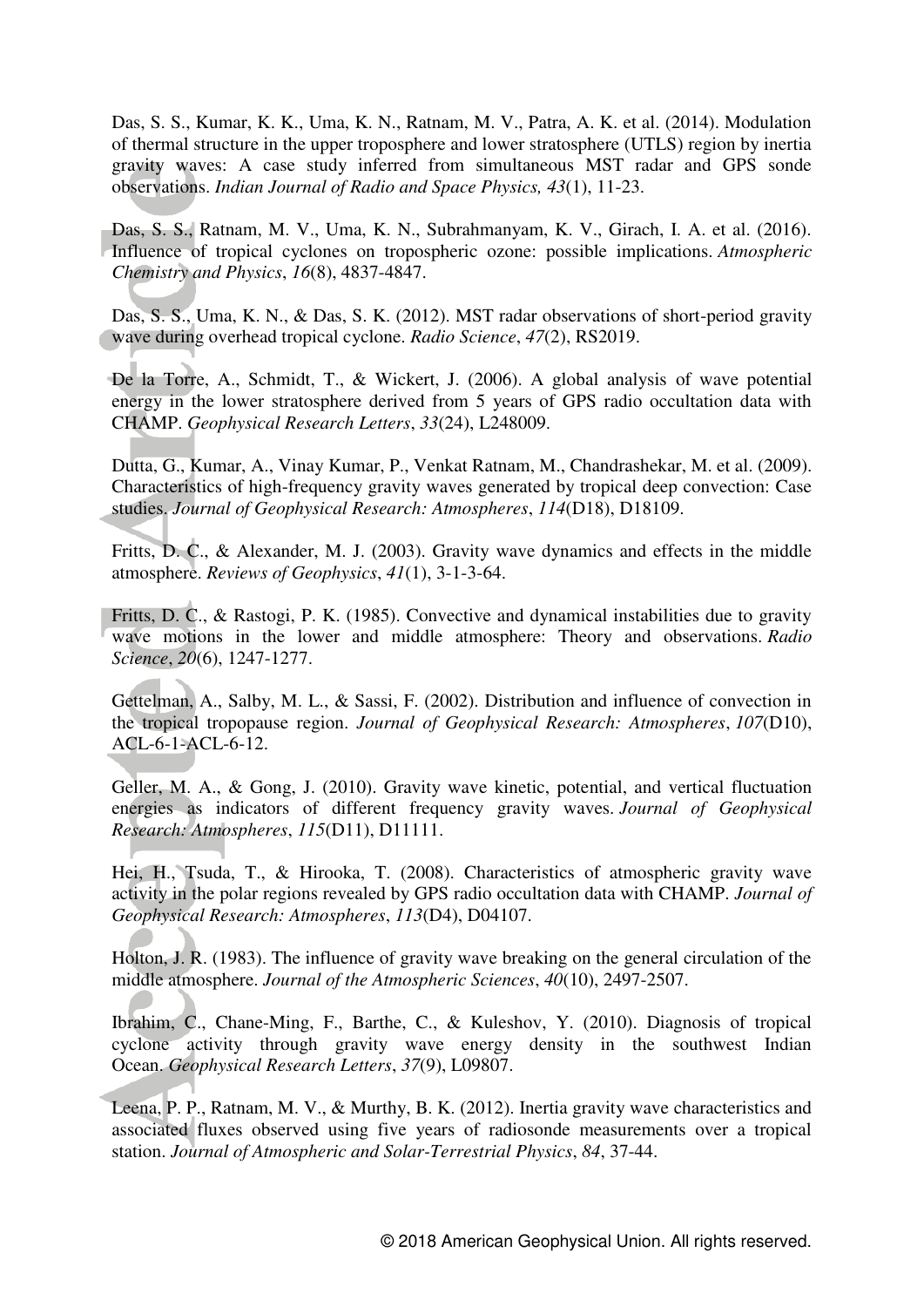Das, S. S., Kumar, K. K., Uma, K. N., Ratnam, M. V., Patra, A. K. et al. (2014). Modulation of thermal structure in the upper troposphere and lower stratosphere (UTLS) region by inertia gravity waves: A case study inferred from simultaneous MST radar and GPS sonde observations. *Indian Journal of Radio and Space Physics, 43*(1), 11-23.

Das, S. S., Ratnam, M. V., Uma, K. N., Subrahmanyam, K. V., Girach, I. A. et al. (2016). Influence of tropical cyclones on tropospheric ozone: possible implications. *Atmospheric Chemistry and Physics*, *16*(8), 4837-4847.

Das, S. S., Uma, K. N., & Das, S. K. (2012). MST radar observations of short-period gravity wave during overhead tropical cyclone. *Radio Science*, *47*(2), RS2019.

De la Torre, A., Schmidt, T., & Wickert, J. (2006). A global analysis of wave potential energy in the lower stratosphere derived from 5 years of GPS radio occultation data with CHAMP. *Geophysical Research Letters*, *33*(24), L248009.

Dutta, G., Kumar, A., Vinay Kumar, P., Venkat Ratnam, M., Chandrashekar, M. et al. (2009). Characteristics of high-frequency gravity waves generated by tropical deep convection: Case studies. *Journal of Geophysical Research: Atmospheres*, *114*(D18), D18109.

Fritts, D. C., & Alexander, M. J. (2003). Gravity wave dynamics and effects in the middle atmosphere. *Reviews of Geophysics*, *41*(1), 3-1-3-64.

Fritts, D. C., & Rastogi, P. K. (1985). Convective and dynamical instabilities due to gravity wave motions in the lower and middle atmosphere: Theory and observations. *Radio Science*, *20*(6), 1247-1277.

Gettelman, A., Salby, M. L., & Sassi, F. (2002). Distribution and influence of convection in the tropical tropopause region. *Journal of Geophysical Research: Atmospheres*, *107*(D10), ACL-6-1-ACL-6-12.

Geller, M. A., & Gong, J. (2010). Gravity wave kinetic, potential, and vertical fluctuation energies as indicators of different frequency gravity waves. *Journal of Geophysical Research: Atmospheres*, *115*(D11), D11111.

Hei, H., Tsuda, T., & Hirooka, T. (2008). Characteristics of atmospheric gravity wave activity in the polar regions revealed by GPS radio occultation data with CHAMP. *Journal of Geophysical Research: Atmospheres*, *113*(D4), D04107.

Holton, J. R. (1983). The influence of gravity wave breaking on the general circulation of the middle atmosphere. *Journal of the Atmospheric Sciences*, *40*(10), 2497-2507.

Ibrahim, C., Chane-Ming, F., Barthe, C., & Kuleshov, Y. (2010). Diagnosis of tropical cyclone activity through gravity wave energy density in the southwest Indian Ocean. *Geophysical Research Letters*, *37*(9), L09807.

Leena, P. P., Ratnam, M. V., & Murthy, B. K. (2012). Inertia gravity wave characteristics and associated fluxes observed using five years of radiosonde measurements over a tropical station. *Journal of Atmospheric and Solar-Terrestrial Physics*, *84*, 37-44.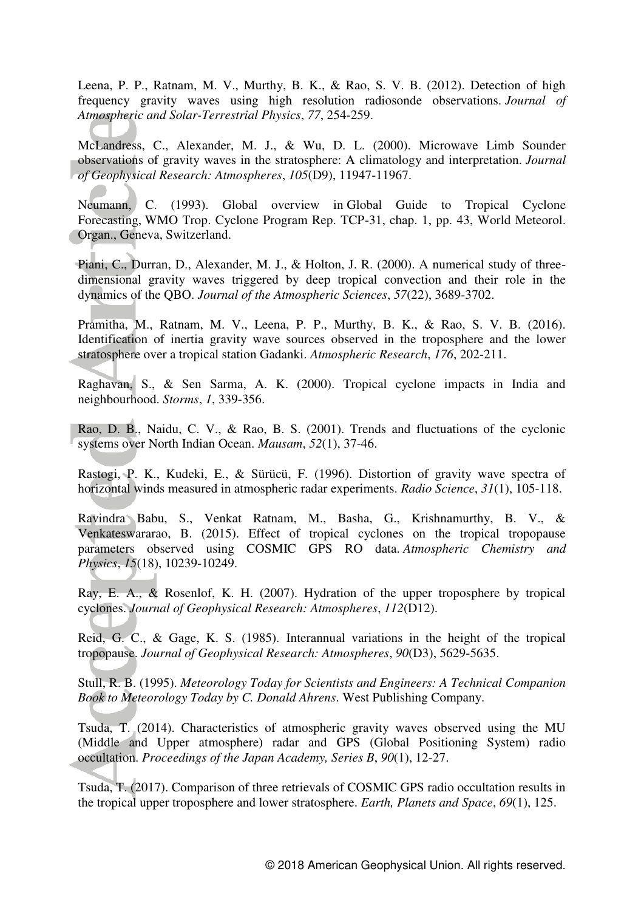Leena, P. P., Ratnam, M. V., Murthy, B. K., & Rao, S. V. B. (2012). Detection of high frequency gravity waves using high resolution radiosonde observations. *Journal of Atmospheric and Solar-Terrestrial Physics*, *77*, 254-259.

McLandress, C., Alexander, M. J., & Wu, D. L. (2000). Microwave Limb Sounder observations of gravity waves in the stratosphere: A climatology and interpretation. *Journal of Geophysical Research: Atmospheres*, *105*(D9), 11947-11967.

Neumann, C. (1993). Global overview in Global Guide to Tropical Cyclone Forecasting, WMO Trop. Cyclone Program Rep. TCP-31, chap. 1, pp. 43, World Meteorol. Organ., Geneva, Switzerland.

Piani, C., Durran, D., Alexander, M. J., & Holton, J. R. (2000). A numerical study of three-dimensional gravity waves triggered by deep tropical convection and their role in the dynamics of the QBO. *Journal of the Atmospheric Sciences*, *57*(22), 3689-3702.

Pramitha, M., Ratnam, M. V., Leena, P. P., Murthy, B. K., & Rao, S. V. B. (2016). Identification of inertia gravity wave sources observed in the troposphere and the lower stratosphere over a tropical station Gadanki. *Atmospheric Research*, *176*, 202-211.

Raghavan, S., & Sen Sarma, A. K. (2000). Tropical cyclone impacts in India and neighbourhood. *Storms*, *1*, 339-356.

Rao, D. B., Naidu, C. V., & Rao, B. S. (2001). Trends and fluctuations of the cyclonic systems over North Indian Ocean. *Mausam*, *52*(1), 37-46.

Rastogi, P. K., Kudeki, E., & Sürücü, F. (1996). Distortion of gravity wave spectra of horizontal winds measured in atmospheric radar experiments. *Radio Science*, *31*(1), 105-118.

Ravindra Babu, S., Venkat Ratnam, M., Basha, G., Krishnamurthy, B. V., & Venkateswararao, B. (2015). Effect of tropical cyclones on the tropical tropopause parameters observed using COSMIC GPS RO data. *Atmospheric Chemistry and Physics*, *15*(18), 10239-10249.

Ray, E. A., & Rosenlof, K. H. (2007). Hydration of the upper troposphere by tropical cyclones. *Journal of Geophysical Research: Atmospheres*, *112*(D12).

Reid, G. C., & Gage, K. S. (1985). Interannual variations in the height of the tropical tropopause. *Journal of Geophysical Research: Atmospheres*, *90*(D3), 5629-5635.

Stull, R. B. (1995). *Meteorology Today for Scientists and Engineers: A Technical Companion Book to Meteorology Today by C. Donald Ahrens*. West Publishing Company.

Tsuda, T. (2014). Characteristics of atmospheric gravity waves observed using the MU (Middle and Upper atmosphere) radar and GPS (Global Positioning System) radio occultation. *Proceedings of the Japan Academy, Series B*, *90*(1), 12-27.

Tsuda, T. (2017). Comparison of three retrievals of COSMIC GPS radio occultation results in the tropical upper troposphere and lower stratosphere. *Earth, Planets and Space*, *69*(1), 125.

© 2018 American Geophysical Union. All rights reserved.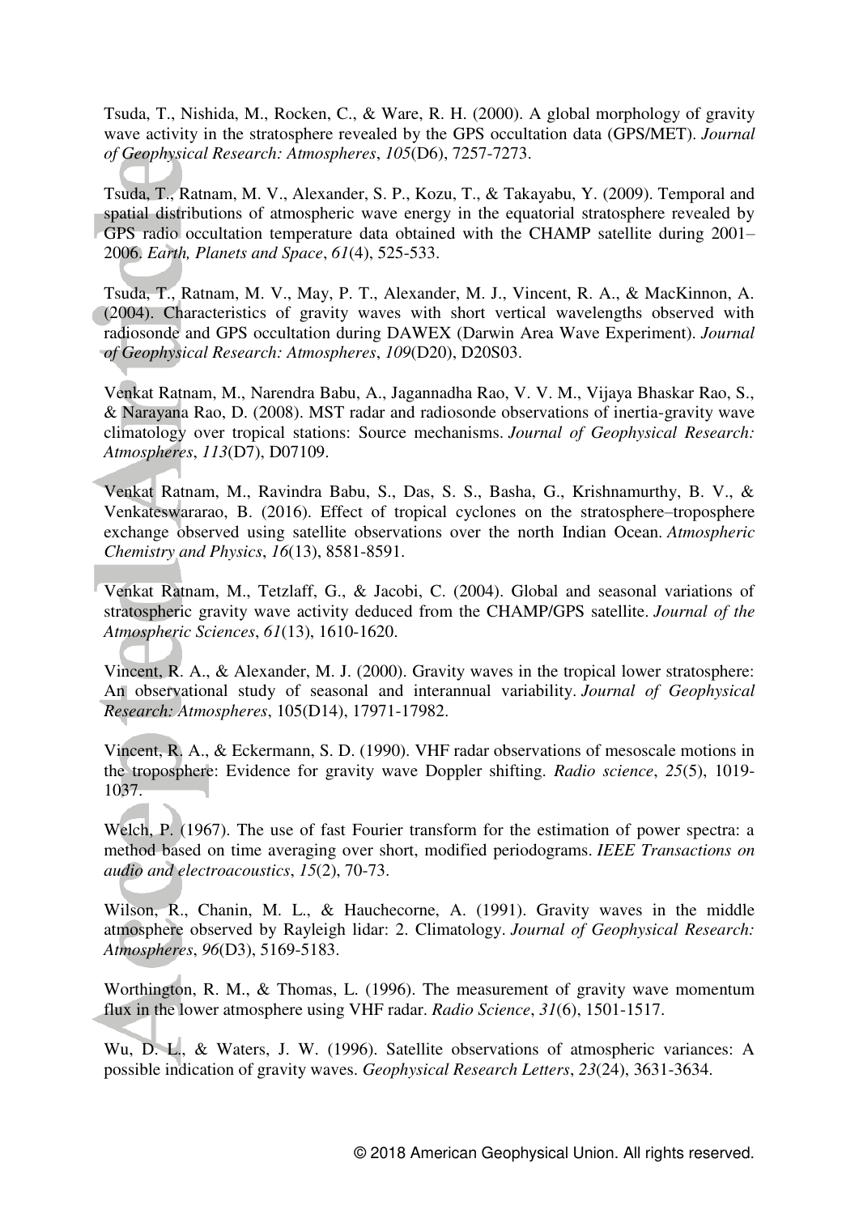Tsuda, T., Nishida, M., Rocken, C., & Ware, R. H. (2000). A global morphology of gravity wave activity in the stratosphere revealed by the GPS occultation data (GPS/MET). *Journal of Geophysical Research: Atmospheres*, *105*(D6), 7257-7273.

Tsuda, T., Ratnam, M. V., Alexander, S. P., Kozu, T., & Takayabu, Y. (2009). Temporal and spatial distributions of atmospheric wave energy in the equatorial stratosphere revealed by GPS radio occultation temperature data obtained with the CHAMP satellite during 2001–2006. *Earth, Planets and Space*, *61*(4), 525-533.

Tsuda, T., Ratnam, M. V., May, P. T., Alexander, M. J., Vincent, R. A., & MacKinnon, A. (2004). Characteristics of gravity waves with short vertical wavelengths observed with radiosonde and GPS occultation during DAWEX (Darwin Area Wave Experiment). *Journal of Geophysical Research: Atmospheres*, *109*(D20), D20S03.

Venkat Ratnam, M., Narendra Babu, A., Jagannadha Rao, V. V. M., Vijaya Bhaskar Rao, S., & Narayana Rao, D. (2008). MST radar and radiosonde observations of inertia-gravity wave climatology over tropical stations: Source mechanisms. *Journal of Geophysical Research: Atmospheres*, *113*(D7), D07109.

Venkat Ratnam, M., Ravindra Babu, S., Das, S. S., Basha, G., Krishnamurthy, B. V., & Venkateswararao, B. (2016). Effect of tropical cyclones on the stratosphere–troposphere exchange observed using satellite observations over the north Indian Ocean. *Atmospheric Chemistry and Physics*, *16*(13), 8581-8591.

Venkat Ratnam, M., Tetzlaff, G., & Jacobi, C. (2004). Global and seasonal variations of stratospheric gravity wave activity deduced from the CHAMP/GPS satellite. *Journal of the Atmospheric Sciences*, *61*(13), 1610-1620.

Vincent, R. A., & Alexander, M. J. (2000). Gravity waves in the tropical lower stratosphere: An observational study of seasonal and interannual variability. *Journal of Geophysical Research: Atmospheres*, 105(D14), 17971-17982.

Vincent, R. A., & Eckermann, S. D. (1990). VHF radar observations of mesoscale motions in the troposphere: Evidence for gravity wave Doppler shifting. *Radio science*, *25*(5), 1019-1037.

Welch, P. (1967). The use of fast Fourier transform for the estimation of power spectra: a method based on time averaging over short, modified periodograms. *IEEE Transactions on audio and electroacoustics*, *15*(2), 70-73.

Wilson, R., Chanin, M. L., & Hauchecorne, A. (1991). Gravity waves in the middle atmosphere observed by Rayleigh lidar: 2. Climatology. *Journal of Geophysical Research: Atmospheres*, *96*(D3), 5169-5183.

Worthington, R. M., & Thomas, L. (1996). The measurement of gravity wave momentum flux in the lower atmosphere using VHF radar. *Radio Science*, *31*(6), 1501-1517.

Wu, D. L., & Waters, J. W. (1996). Satellite observations of atmospheric variances: A possible indication of gravity waves. *Geophysical Research Letters*, *23*(24), 3631-3634.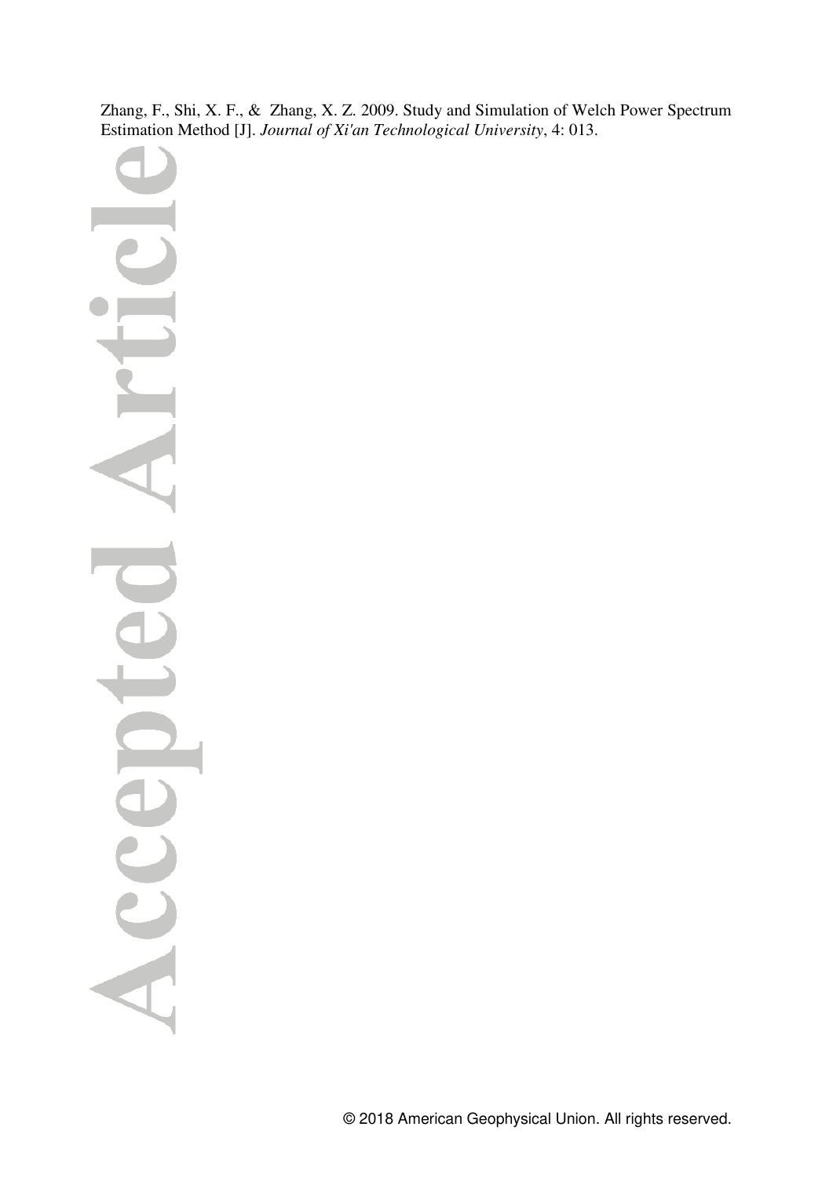Zhang, F., Shi, X. F., & Zhang, X. Z. 2009. Study and Simulation of Welch Power Spectrum Estimation Method [J]. *Journal of Xi'an Technological University*, 4: 013.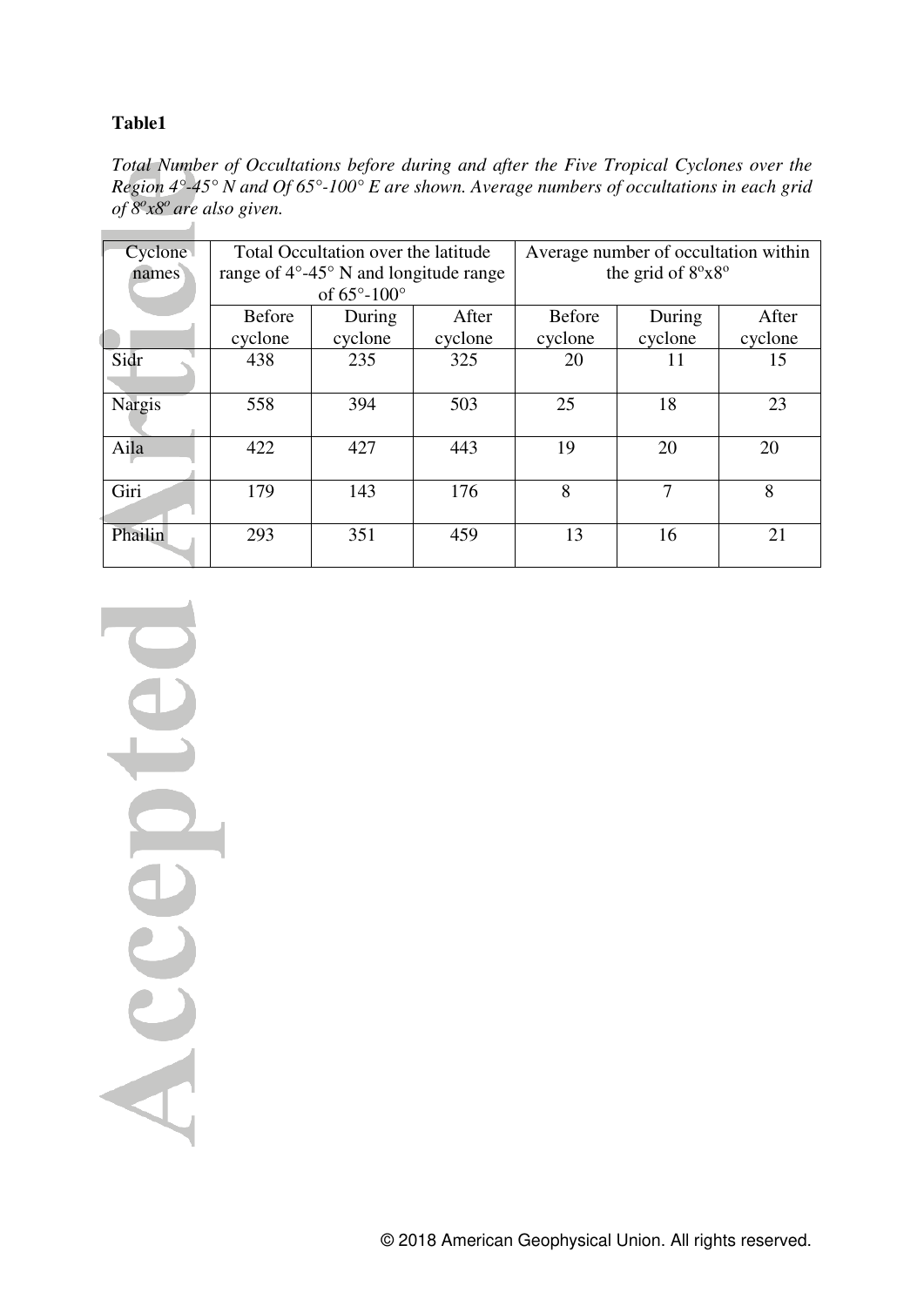**Table1**

*Total Number of Occultations before during and after the Five Tropical Cyclones over the Region 4°-45° N and Of 65°-100° E are shown. Average numbers of occultations in each grid of 8ºx8º are also given.*

| Cyclone names | Total Occultation over the latitude range of 4°-45° N and longitude range of 65°-100° | | | Average number of occultation within the grid of 8ºx8º | | |
|---|---|---|---|---|---|---|
| | Before cyclone | During cyclone | After cyclone | Before cyclone | During cyclone | After cyclone |
| Sidr | 438 | 235 | 325 | 20 | 11 | 15 |
| Nargis | 558 | 394 | 503 | 25 | 18 | 23 |
| Aila | 422 | 427 | 443 | 19 | 20 | 20 |
| Giri | 179 | 143 | 176 | 8 | 7 | 8 |
| Phailin | 293 | 351 | 459 | 13 | 16 | 21 |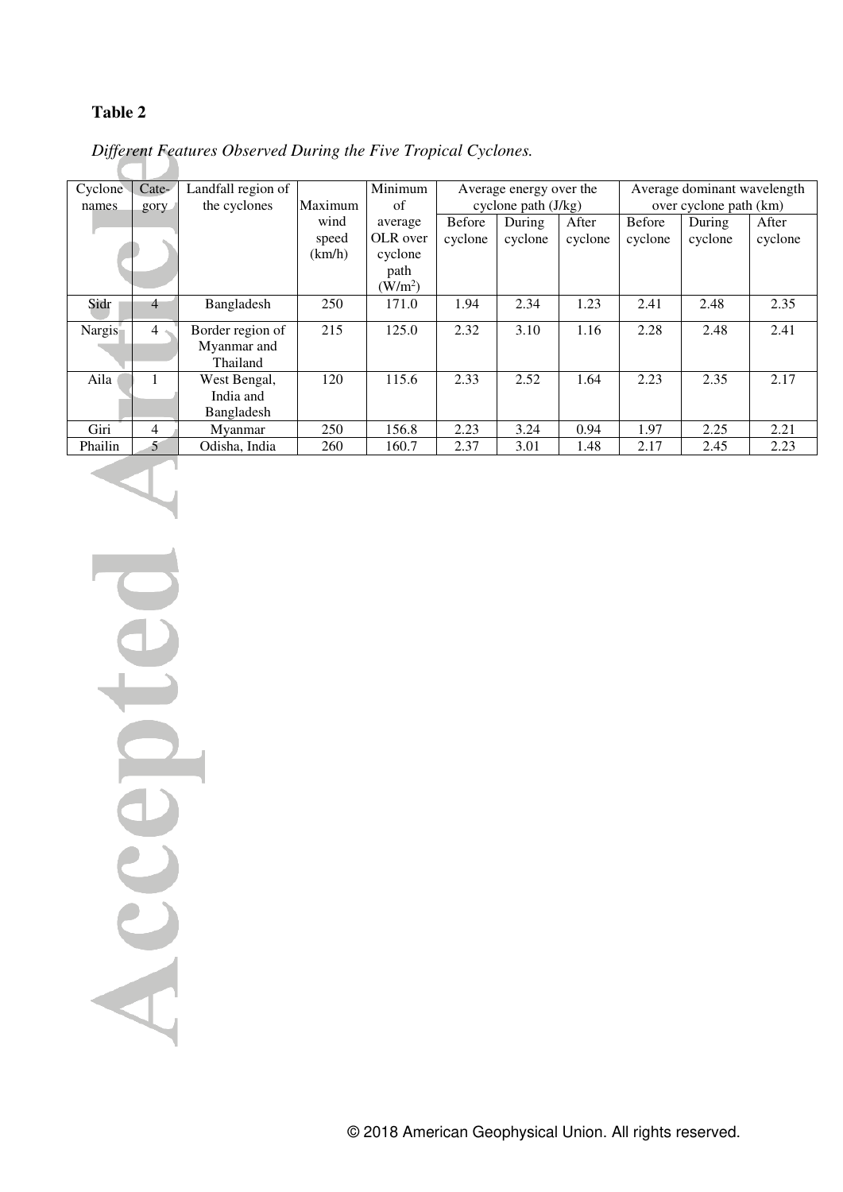**Table 2**

*Different Features Observed During the Five Tropical Cyclones.*

| Cyclone names | Cate-gory | Landfall region of the cyclones | Maximum wind speed (km/h) | Minimum of average OLR over cyclone path ($W/m^2$) | Average energy over the cyclone path (J/kg) | | | Average dominant wavelength over cyclone path (km) | | |
|---|---|---|---|---|---|---|---|---|---|---|
| | | | | | Before cyclone | During cyclone | After cyclone | Before cyclone | During cyclone | After cyclone |
| Sidr | 4 | Bangladesh | 250 | 171.0 | 1.94 | 2.34 | 1.23 | 2.41 | 2.48 | 2.35 |
| Nargis | 4 | Border region of Myanmar and Thailand | 215 | 125.0 | 2.32 | 3.10 | 1.16 | 2.28 | 2.48 | 2.41 |
| Aila | 1 | West Bengal, India and Bangladesh | 120 | 115.6 | 2.33 | 2.52 | 1.64 | 2.23 | 2.35 | 2.17 |
| Giri | 4 | Myanmar | 250 | 156.8 | 2.23 | 3.24 | 0.94 | 1.97 | 2.25 | 2.21 |
| Phailin | 5 | Odisha, India | 260 | 160.7 | 2.37 | 3.01 | 1.48 | 2.17 | 2.45 | 2.23 |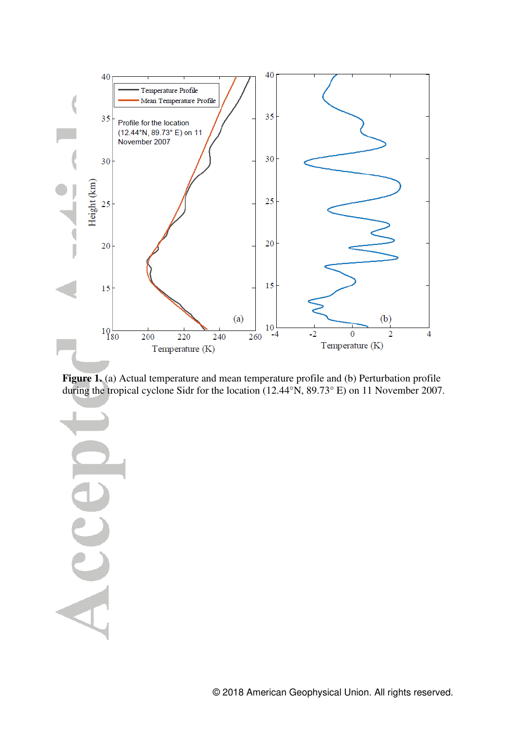**Figure 1.** (a) Actual temperature and mean temperature profile and (b) Perturbation profile during the tropical cyclone Sidr for the location (12.44°N, 89.73° E) on 11 November 2007.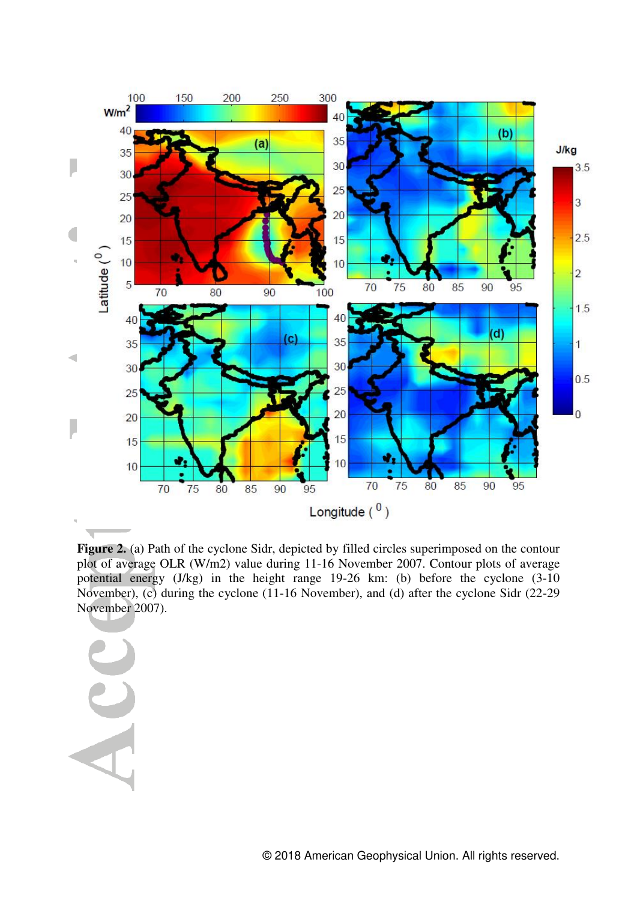**Figure 2.** (a) Path of the cyclone Sidr, depicted by filled circles superimposed on the contour plot of average OLR (W/m2) value during 11-16 November 2007. Contour plots of average potential energy (J/kg) in the height range 19-26 km: (b) before the cyclone (3-10 November), (c) during the cyclone (11-16 November), and (d) after the cyclone Sidr (22-29 November 2007).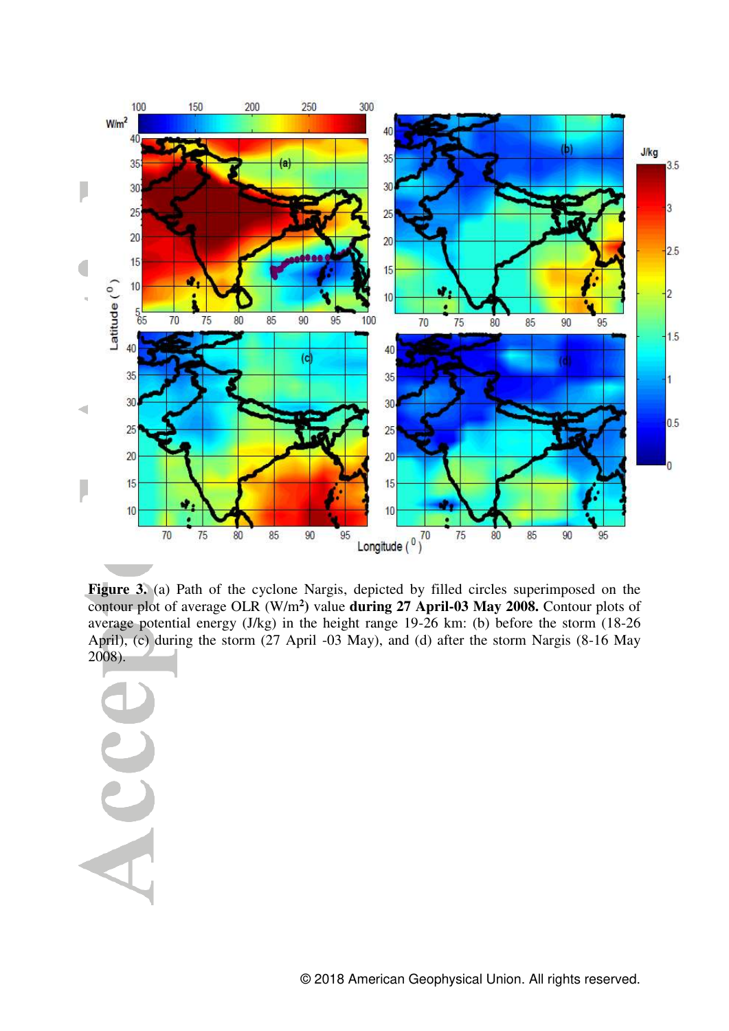**Figure 3.** (a) Path of the cyclone Nargis, depicted by filled circles superimposed on the contour plot of average OLR (W/m$^2$) value **during 27 April-03 May 2008.** Contour plots of average potential energy (J/kg) in the height range 19-26 km: (b) before the storm (18-26 April), (c) during the storm (27 April -03 May), and (d) after the storm Nargis (8-16 May 2008).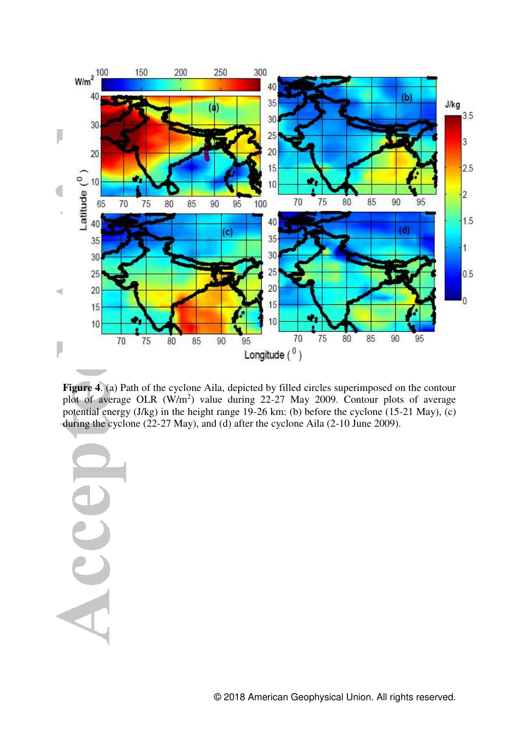**Figure 4**. (a) Path of the cyclone Aila, depicted by filled circles superimposed on the contour plot of average OLR ($W/m^2$) value during 22-27 May 2009. Contour plots of average potential energy (J/kg) in the height range 19-26 km: (b) before the cyclone (15-21 May), (c) during the cyclone (22-27 May), and (d) after the cyclone Aila (2-10 June 2009).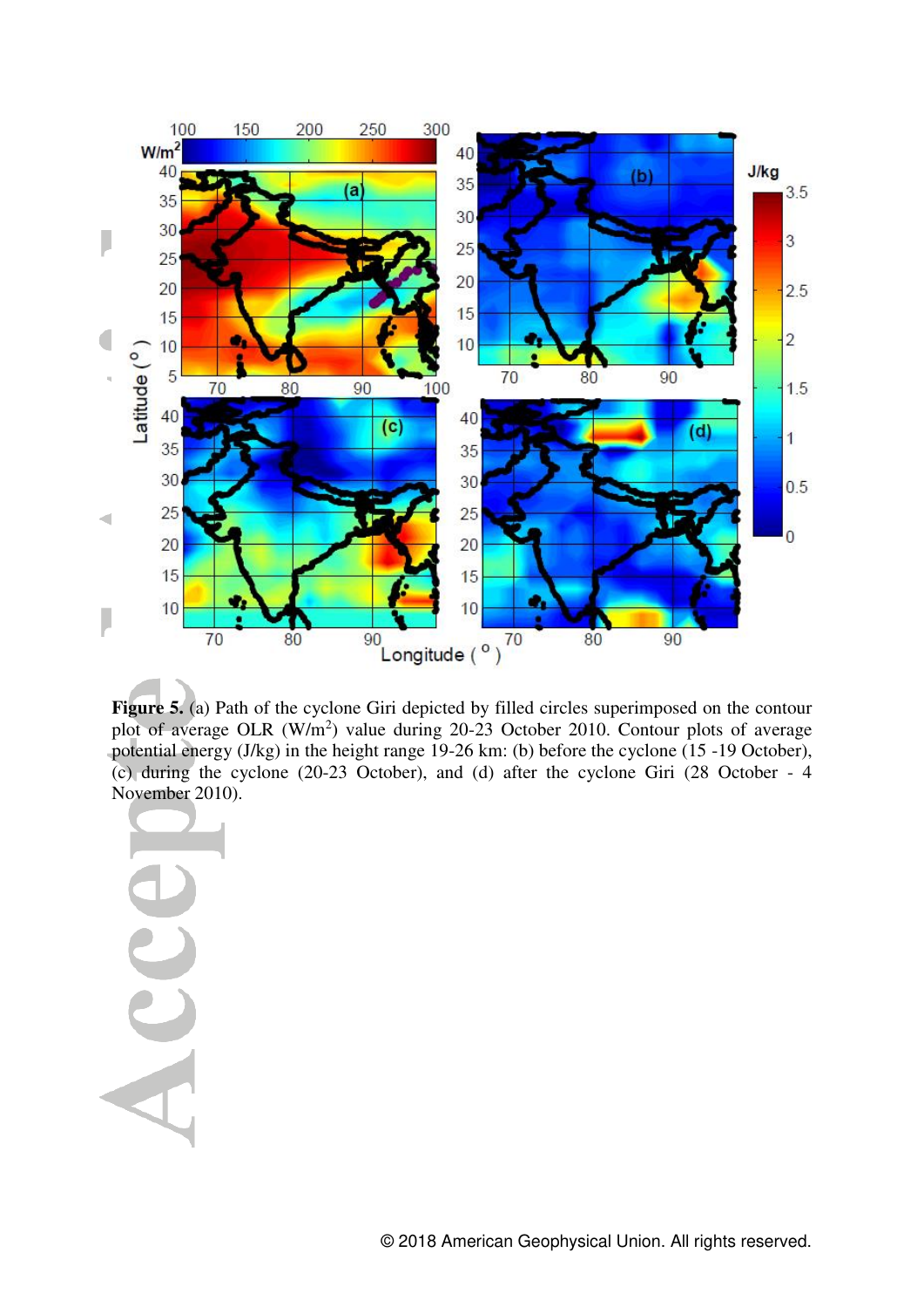**Figure 5.** (a) Path of the cyclone Giri depicted by filled circles superimposed on the contour plot of average OLR ($W/m^2$) value during 20-23 October 2010. Contour plots of average potential energy (J/kg) in the height range 19-26 km: (b) before the cyclone (15 -19 October), (c) during the cyclone (20-23 October), and (d) after the cyclone Giri (28 October - 4 November 2010).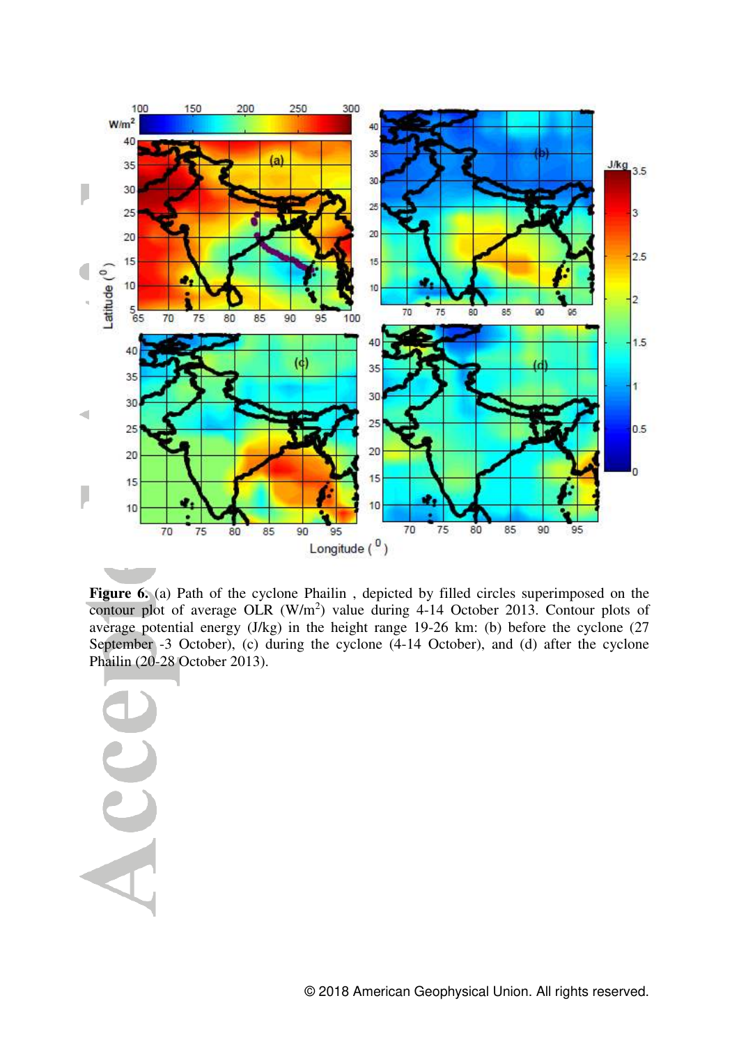**Figure 6.** (a) Path of the cyclone Phailin , depicted by filled circles superimposed on the contour plot of average OLR ($W/m^2$) value during 4-14 October 2013. Contour plots of average potential energy (J/kg) in the height range 19-26 km: (b) before the cyclone (27 September -3 October), (c) during the cyclone (4-14 October), and (d) after the cyclone Phailin (20-28 October 2013).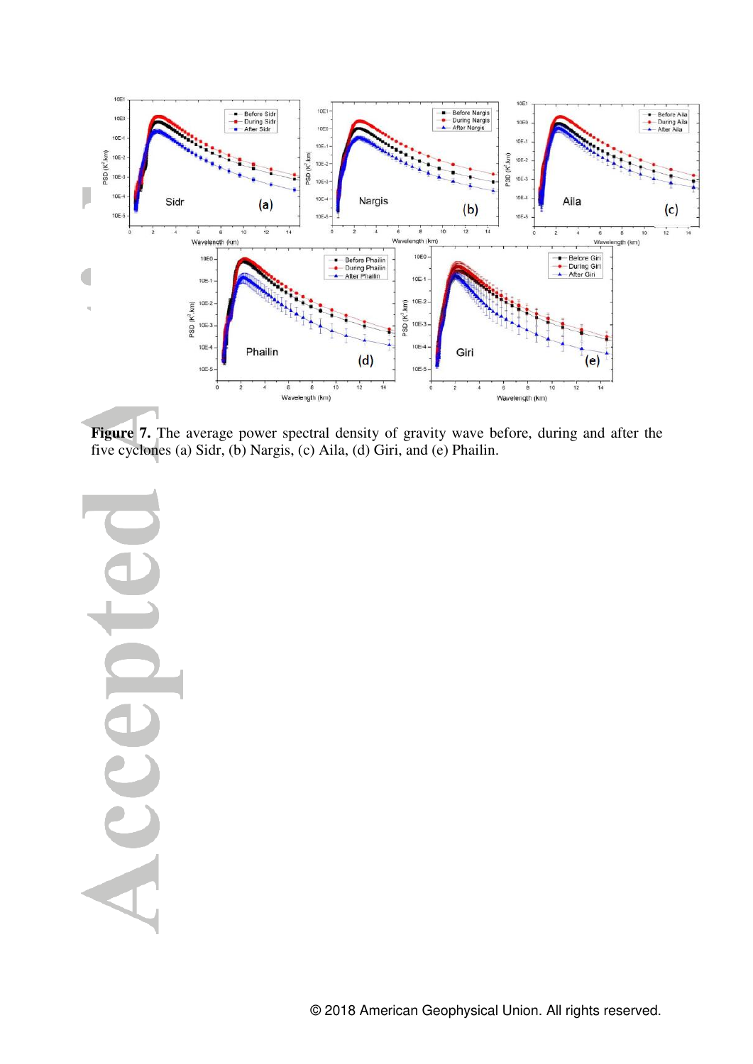(a)
Sidr
Before Sidr
During Sidr
After Sidr
PSD (K$^2$.km)
Wavelength (km)
10E1
10E0
10E-1
10E-2
10E-3
10E-4
10E-5
0 2 4 6 8 10 12 14

(b)
Nargis
Before Nargis
During Nargis
After Nargis
PSD (K$^2$.km)
Wavelength (km)
10E1
10E0
10E-1
10E-2
10E-3
10E-4
10E-5
0 2 4 6 8 10 12 14

(c)
Aila
Before Aila
During Aila
After Aila
PSD (K$^2$.km)
Wavelength (km)
10E1
10E0
10E-1
10E-2
10E-3
10E-4
10E-5
0 2 4 6 8 10 12 14

(d)
Phailin
Before Phailin
During Phailin
After Phailin
PSD (K$^2$.km)
Wavelength (km)
10E0
10E-1
10E-2
10E-3
10E-4
10E-5
0 2 4 6 8 10 12 14

(e)
Giri
Before Giri
During Giri
After Giri
PSD (K$^2$.km)
Wavelength (km)
10E0
10E-1
10E-2
10E-3
10E-4
10E-5
0 2 4 6 8 10 12 14

**Figure 7.** The average power spectral density of gravity wave before, during and after the five cyclones (a) Sidr, (b) Nargis, (c) Aila, (d) Giri, and (e) Phailin.